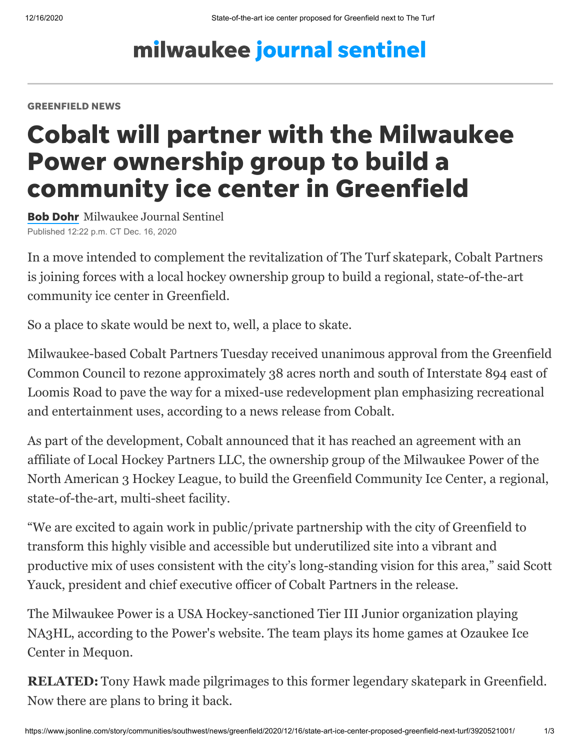milwaukee journal sentinel

GREENFIELD NEWS

# Cobalt will partner with the Milwaukee Power ownership group to build a community ice center in Greenfield

**Bob Dohr** Milwaukee Journal Sentinel

Published 12:22 p.m. CT Dec. 16, 2020

In a move intended to complement the revitalization of The Turf skatepark, Cobalt Partners is joining forces with a local hockey ownership group to build a regional, state-of-the-art community ice center in Greenfield.

So a place to skate would be next to, well, a place to skate.

Milwaukee-based Cobalt Partners Tuesday received unanimous approval from the Greenfield Common Council to rezone approximately 38 acres north and south of Interstate 894 east of Loomis Road to pave the way for a mixed-use redevelopment plan emphasizing recreational and entertainment uses, according to a news release from Cobalt.

As part of the development, Cobalt announced that it has reached an agreement with an affiliate of Local Hockey Partners LLC, the ownership group of the Milwaukee Power of the North American 3 Hockey League, to build the Greenfield Community Ice Center, a regional, state-of-the-art, multi-sheet facility.

“We are excited to again work in public/private partnership with the city of Greenfield to transform this highly visible and accessible but underutilized site into a vibrant and productive mix of uses consistent with the city’s long-standing vision for this area,” said Scott Yauck, president and chief executive officer of Cobalt Partners in the release.

The Milwaukee Power is a USA Hockey-sanctioned Tier III Junior organization playing NA3HL, according to the Power's website. The team plays its home games at Ozaukee Ice Center in Mequon.

**RELATED:** Tony Hawk made pilgrimages to this former legendary skatepark in Greenfield. Now there are plans to bring it back.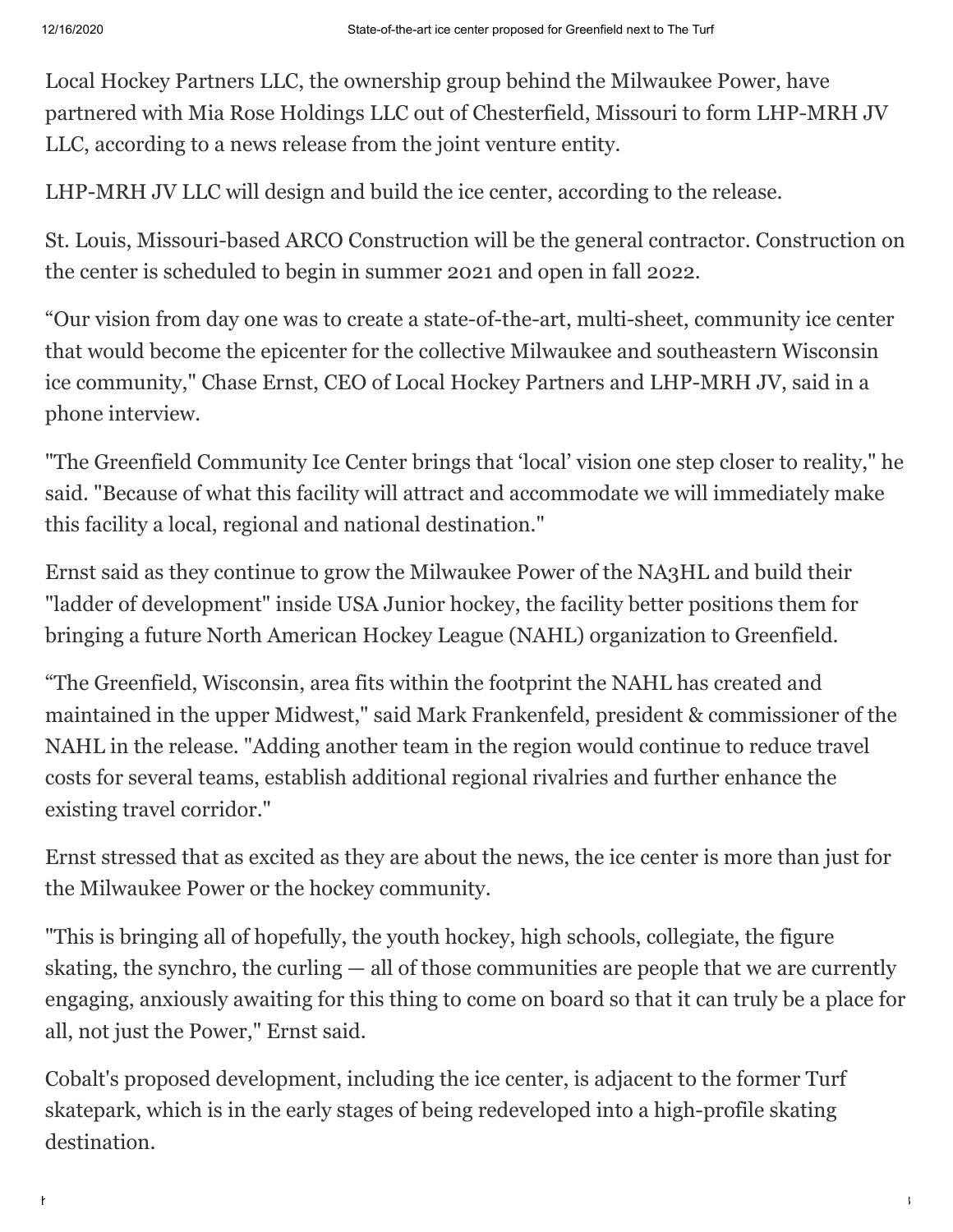Local Hockey Partners LLC, the ownership group behind the Milwaukee Power, have partnered with Mia Rose Holdings LLC out of Chesterfield, Missouri to form LHP-MRH JV LLC, according to a news release from the joint venture entity.

LHP-MRH JV LLC will design and build the ice center, according to the release.

St. Louis, Missouri-based ARCO Construction will be the general contractor. Construction on the center is scheduled to begin in summer 2021 and open in fall 2022.

“Our vision from day one was to create a state-of-the-art, multi-sheet, community ice center that would become the epicenter for the collective Milwaukee and southeastern Wisconsin ice community," Chase Ernst, CEO of Local Hockey Partners and LHP-MRH JV, said in a phone interview.

"The Greenfield Community Ice Center brings that ‘local’ vision one step closer to reality," he said. "Because of what this facility will attract and accommodate we will immediately make this facility a local, regional and national destination."

Ernst said as they continue to grow the Milwaukee Power of the NA3HL and build their "ladder of development" inside USA Junior hockey, the facility better positions them for bringing a future North American Hockey League (NAHL) organization to Greenfield.

“The Greenfield, Wisconsin, area fits within the footprint the NAHL has created and maintained in the upper Midwest," said Mark Frankenfeld, president & commissioner of the NAHL in the release. "Adding another team in the region would continue to reduce travel costs for several teams, establish additional regional rivalries and further enhance the existing travel corridor."

Ernst stressed that as excited as they are about the news, the ice center is more than just for the Milwaukee Power or the hockey community.

"This is bringing all of hopefully, the youth hockey, high schools, collegiate, the figure skating, the synchro, the curling — all of those communities are people that we are currently engaging, anxiously awaiting for this thing to come on board so that it can truly be a place for all, not just the Power," Ernst said.

Cobalt's proposed development, including the ice center, is adjacent to the former Turf skatepark, which is in the early stages of being redeveloped into a high-profile skating destination.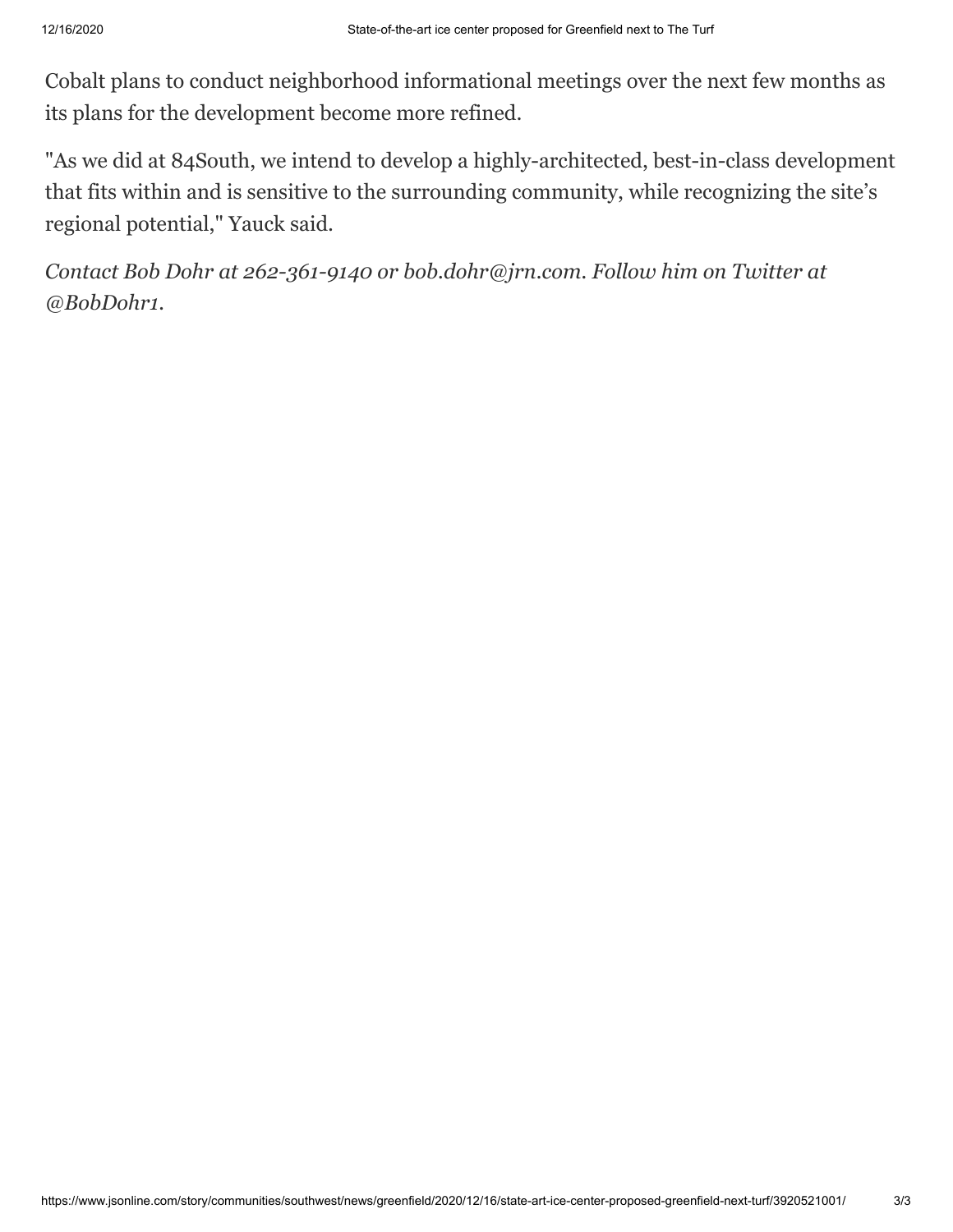Cobalt plans to conduct neighborhood informational meetings over the next few months as its plans for the development become more refined.

"As we did at 84South, we intend to develop a highly-architected, best-in-class development that fits within and is sensitive to the surrounding community, while recognizing the site's regional potential," Yauck said.

*Contact Bob Dohr at 262-361-9140 or bob.dohr@jrn.com. Follow him on Twitter at @BobDohr1.*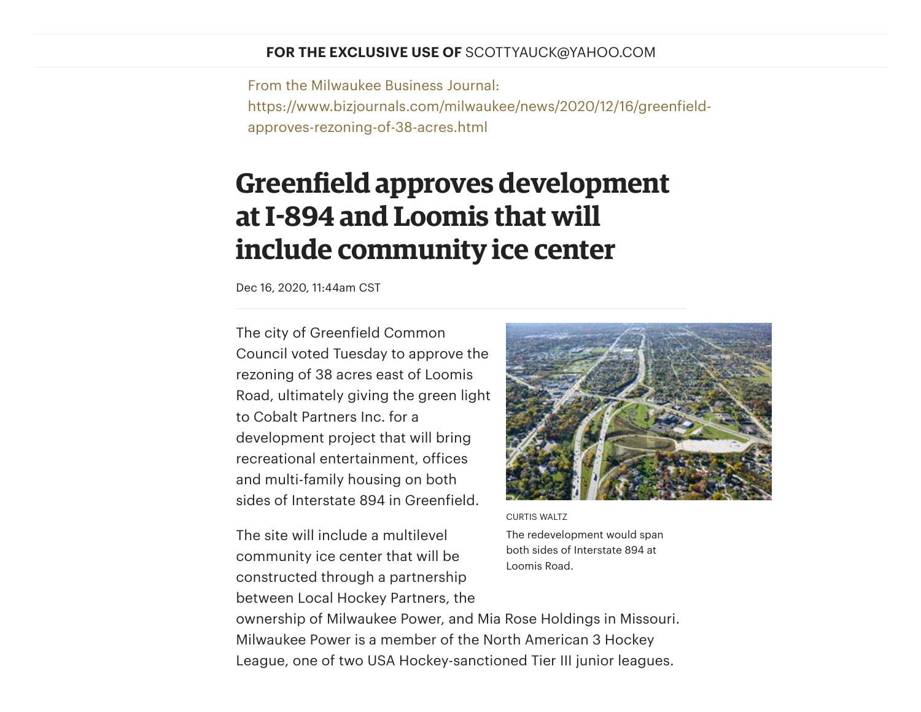**FOR THE EXCLUSIVE USE OF** SCOTTYAUCK@YAHOO.COM

From the Milwaukee Business Journal:
https://www.bizjournals.com/milwaukee/news/2020/12/16/greenfield-approves-rezoning-of-38-acres.html

# Greenfield approves development at I-894 and Loomis that will include community ice center

Dec 16, 2020, 11:44am CST

The city of Greenfield Common Council voted Tuesday to approve the rezoning of 38 acres east of Loomis Road, ultimately giving the green light to Cobalt Partners Inc. for a development project that will bring recreational entertainment, offices and multi-family housing on both sides of Interstate 894 in Greenfield.

CURTIS WALTZ

The redevelopment would span both sides of Interstate 894 at Loomis Road.

The site will include a multilevel community ice center that will be constructed through a partnership between Local Hockey Partners, the ownership of Milwaukee Power, and Mia Rose Holdings in Missouri. Milwaukee Power is a member of the North American 3 Hockey League, one of two USA Hockey-sanctioned Tier III junior leagues.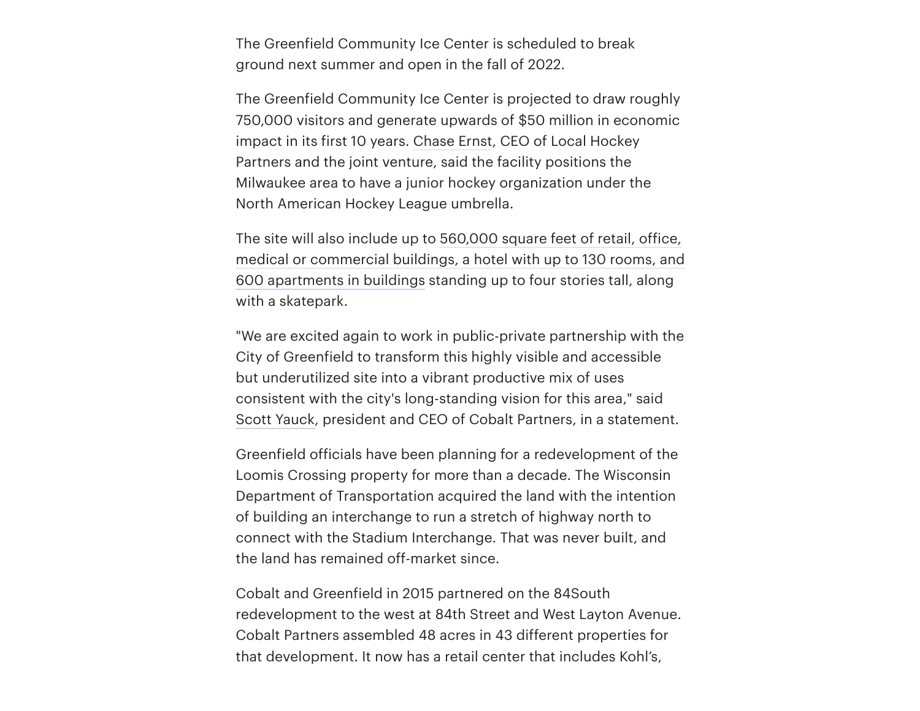The Greenfield Community Ice Center is scheduled to break ground next summer and open in the fall of 2022.

The Greenfield Community Ice Center is projected to draw roughly 750,000 visitors and generate upwards of $50 million in economic impact in its first 10 years. Chase Ernst, CEO of Local Hockey Partners and the joint venture, said the facility positions the Milwaukee area to have a junior hockey organization under the North American Hockey League umbrella.

The site will also include up to 560,000 square feet of retail, office, medical or commercial buildings, a hotel with up to 130 rooms, and 600 apartments in buildings standing up to four stories tall, along with a skatepark.

"We are excited again to work in public-private partnership with the City of Greenfield to transform this highly visible and accessible but underutilized site into a vibrant productive mix of uses consistent with the city's long-standing vision for this area," said Scott Yauck, president and CEO of Cobalt Partners, in a statement.

Greenfield officials have been planning for a redevelopment of the Loomis Crossing property for more than a decade. The Wisconsin Department of Transportation acquired the land with the intention of building an interchange to run a stretch of highway north to connect with the Stadium Interchange. That was never built, and the land has remained off-market since.

Cobalt and Greenfield in 2015 partnered on the 84South redevelopment to the west at 84th Street and West Layton Avenue. Cobalt Partners assembled 48 acres in 43 different properties for that development. It now has a retail center that includes Kohl's,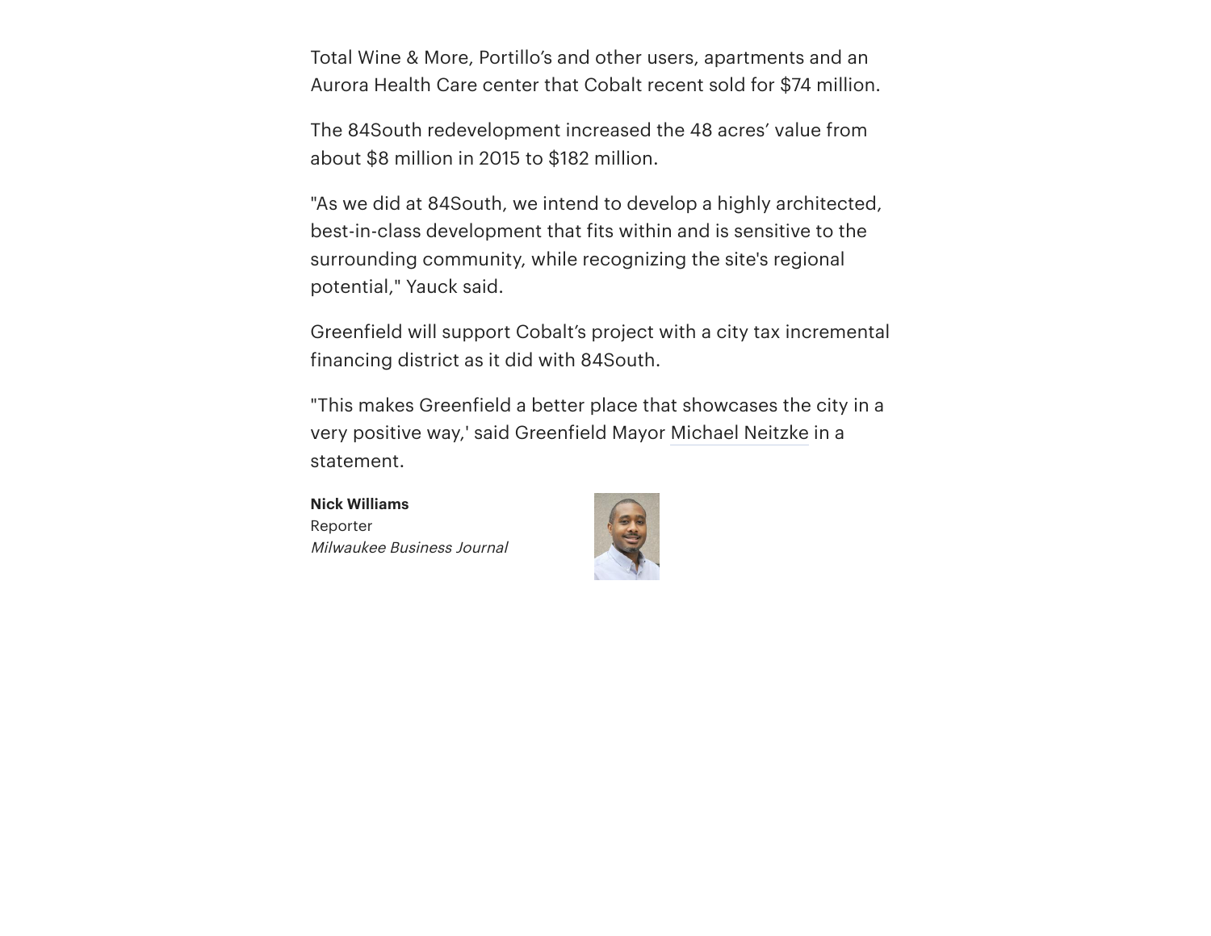Total Wine & More, Portillo’s and other users, apartments and an Aurora Health Care center that Cobalt recent sold for $74 million.

The 84South redevelopment increased the 48 acres’ value from about $8 million in 2015 to $182 million.

"As we did at 84South, we intend to develop a highly architected, best-in-class development that fits within and is sensitive to the surrounding community, while recognizing the site's regional potential," Yauck said.

Greenfield will support Cobalt’s project with a city tax incremental financing district as it did with 84South.

"This makes Greenfield a better place that showcases the city in a very positive way,' said Greenfield Mayor Michael Neitzke in a statement.

**Nick Williams**
Reporter
*Milwaukee Business Journal*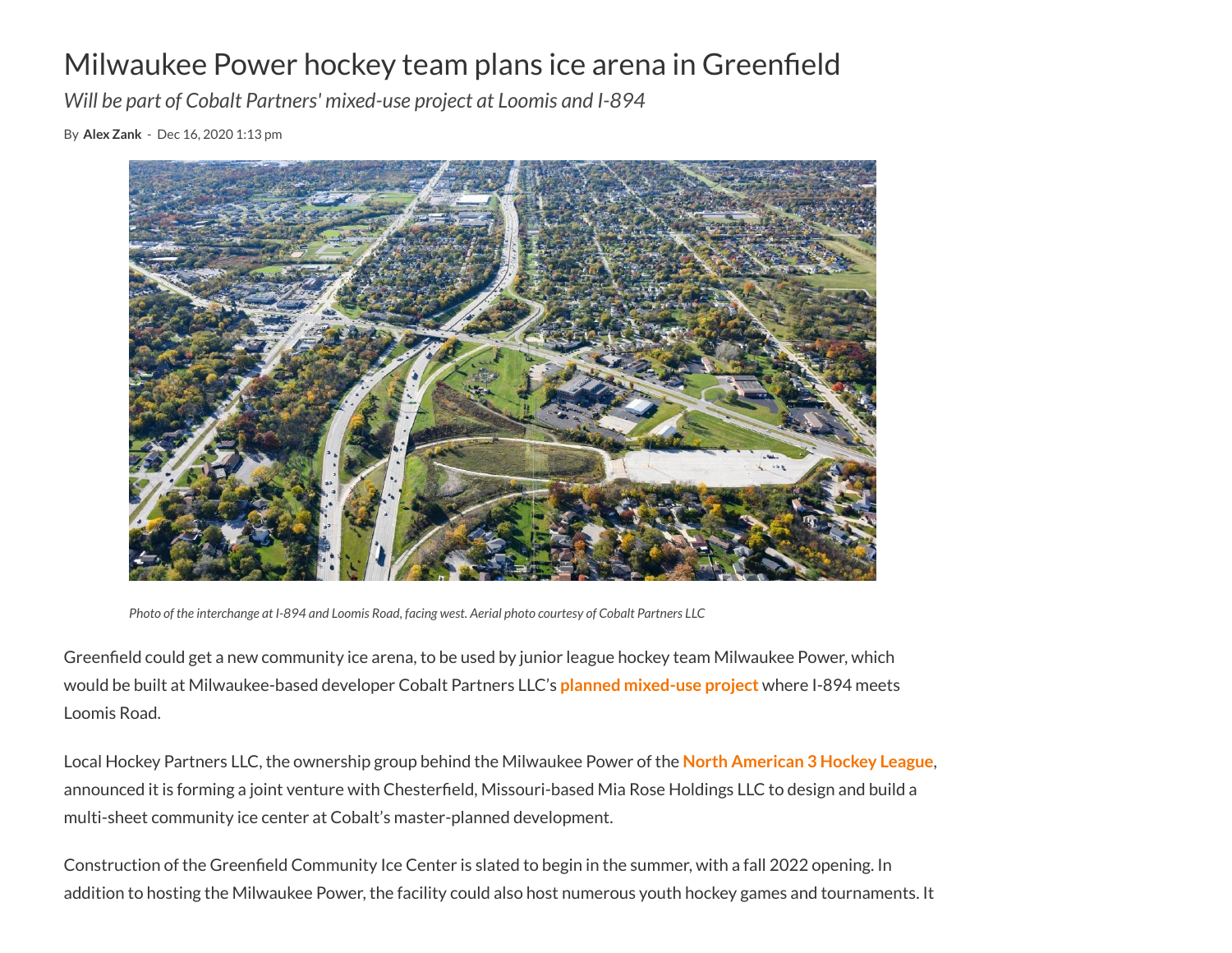# Milwaukee Power hockey team plans ice arena in Greenfield

*Will be part of Cobalt Partners' mixed-use project at Loomis and I-894*

By **Alex Zank** - Dec 16, 2020 1:13 pm

*Photo of the interchange at I-894 and Loomis Road, facing west. Aerial photo courtesy of Cobalt Partners LLC*

Greenfield could get a new community ice arena, to be used by junior league hockey team Milwaukee Power, which would be built at Milwaukee-based developer Cobalt Partners LLC's **planned mixed-use project** where I-894 meets Loomis Road.

Local Hockey Partners LLC, the ownership group behind the Milwaukee Power of the **North American 3 Hockey League**, announced it is forming a joint venture with Chesterfield, Missouri-based Mia Rose Holdings LLC to design and build a multi-sheet community ice center at Cobalt's master-planned development.

Construction of the Greenfield Community Ice Center is slated to begin in the summer, with a fall 2022 opening. In addition to hosting the Milwaukee Power, the facility could also host numerous youth hockey games and tournaments. It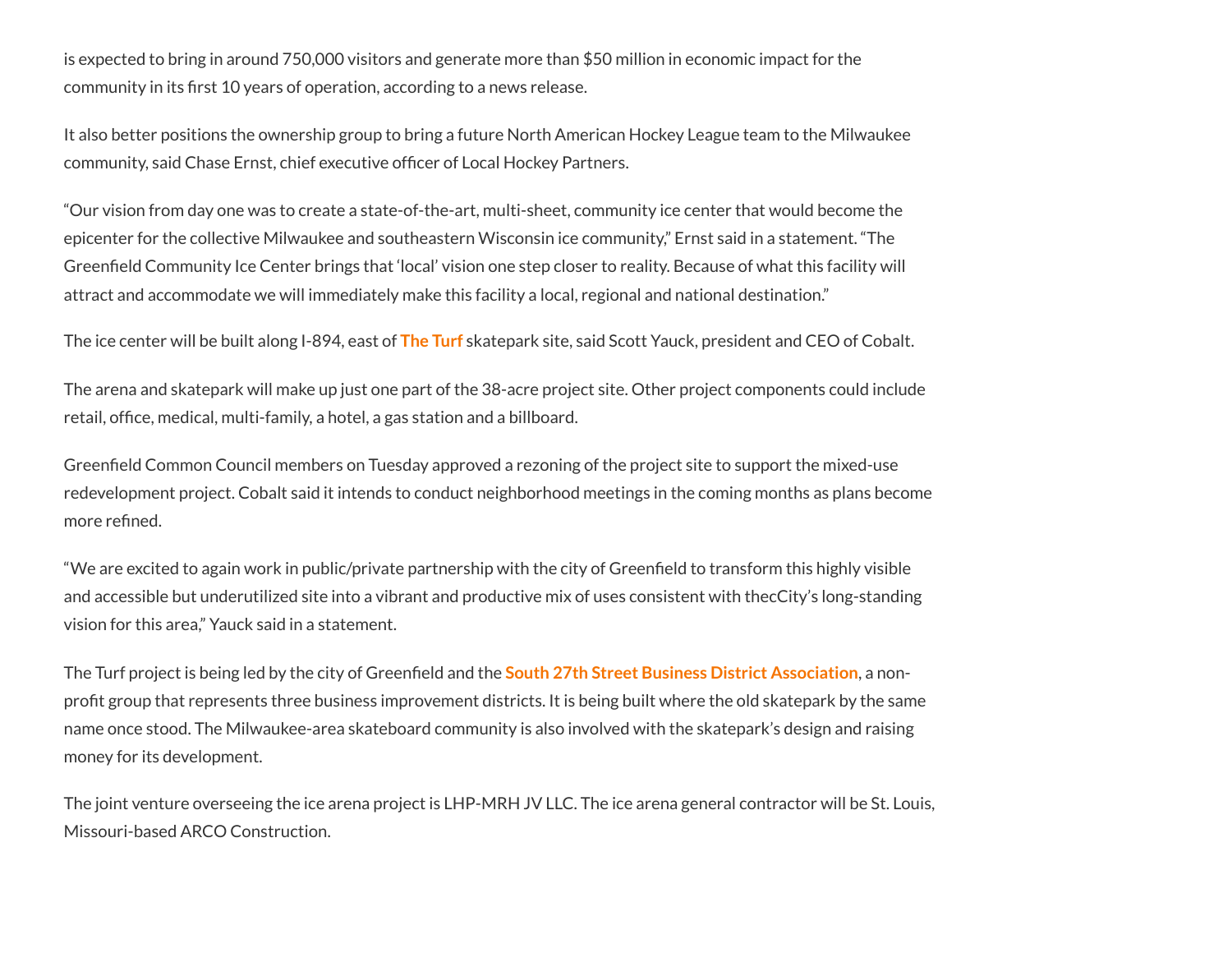is expected to bring in around 750,000 visitors and generate more than $50 million in economic impact for the community in its first 10 years of operation, according to a news release.

It also better positions the ownership group to bring a future North American Hockey League team to the Milwaukee community, said Chase Ernst, chief executive officer of Local Hockey Partners.

"Our vision from day one was to create a state-of-the-art, multi-sheet, community ice center that would become the epicenter for the collective Milwaukee and southeastern Wisconsin ice community," Ernst said in a statement. "The Greenfield Community Ice Center brings that 'local' vision one step closer to reality. Because of what this facility will attract and accommodate we will immediately make this facility a local, regional and national destination."

The ice center will be built along I-894, east of **The Turf** skatepark site, said Scott Yauck, president and CEO of Cobalt.

The arena and skatepark will make up just one part of the 38-acre project site. Other project components could include retail, office, medical, multi-family, a hotel, a gas station and a billboard.

Greenfield Common Council members on Tuesday approved a rezoning of the project site to support the mixed-use redevelopment project. Cobalt said it intends to conduct neighborhood meetings in the coming months as plans become more refined.

"We are excited to again work in public/private partnership with the city of Greenfield to transform this highly visible and accessible but underutilized site into a vibrant and productive mix of uses consistent with thecCity's long-standing vision for this area," Yauck said in a statement.

The Turf project is being led by the city of Greenfield and the **South 27th Street Business District Association**, a non-profit group that represents three business improvement districts. It is being built where the old skatepark by the same name once stood. The Milwaukee-area skateboard community is also involved with the skatepark's design and raising money for its development.

The joint venture overseeing the ice arena project is LHP-MRH JV LLC. The ice arena general contractor will be St. Louis, Missouri-based ARCO Construction.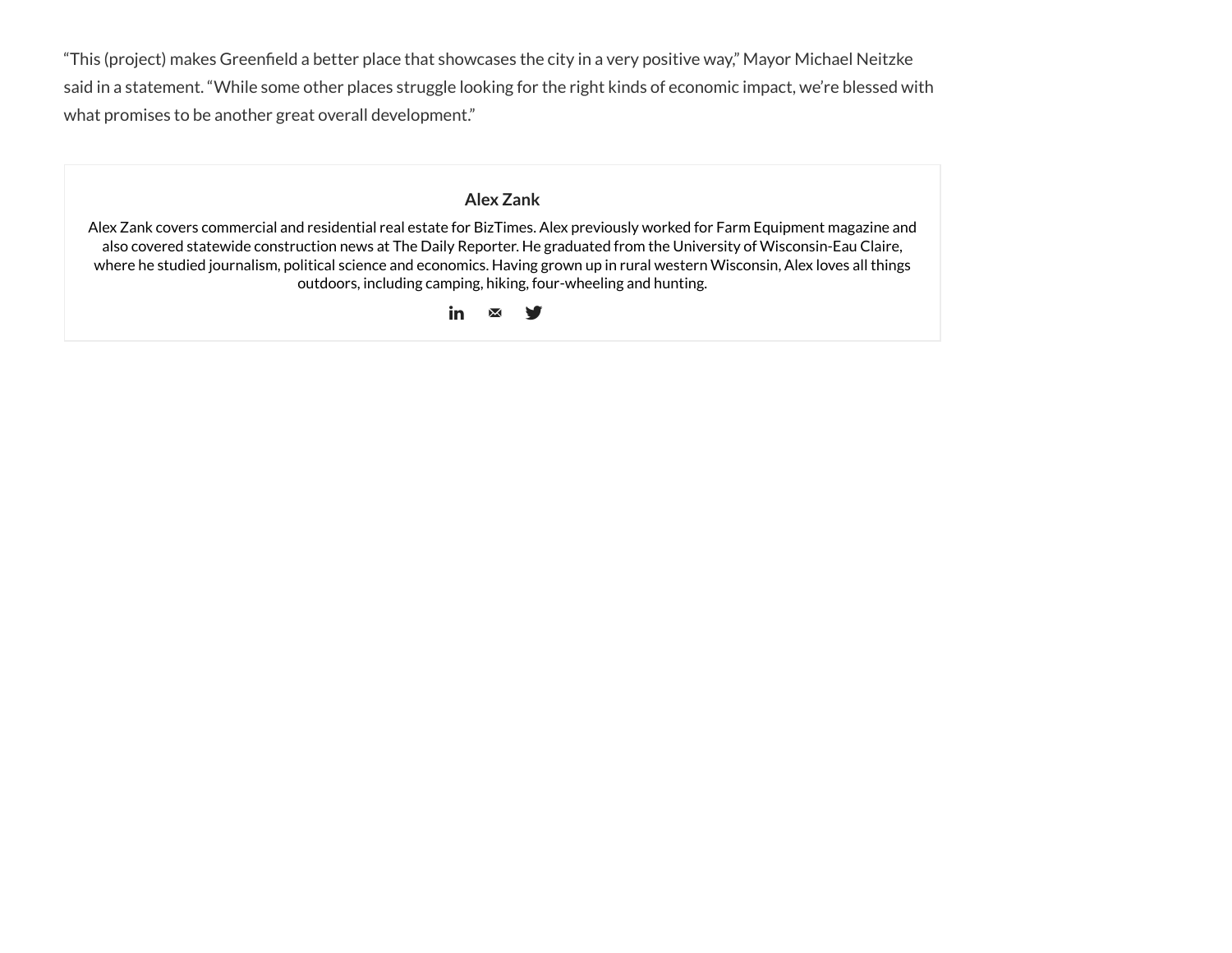“This (project) makes Greenfield a better place that showcases the city in a very positive way,” Mayor Michael Neitzke said in a statement. “While some other places struggle looking for the right kinds of economic impact, we’re blessed with what promises to be another great overall development.”

**Alex Zank**

Alex Zank covers commercial and residential real estate for BizTimes. Alex previously worked for Farm Equipment magazine and also covered statewide construction news at The Daily Reporter. He graduated from the University of Wisconsin-Eau Claire, where he studied journalism, political science and economics. Having grown up in rural western Wisconsin, Alex loves all things outdoors, including camping, hiking, four-wheeling and hunting.